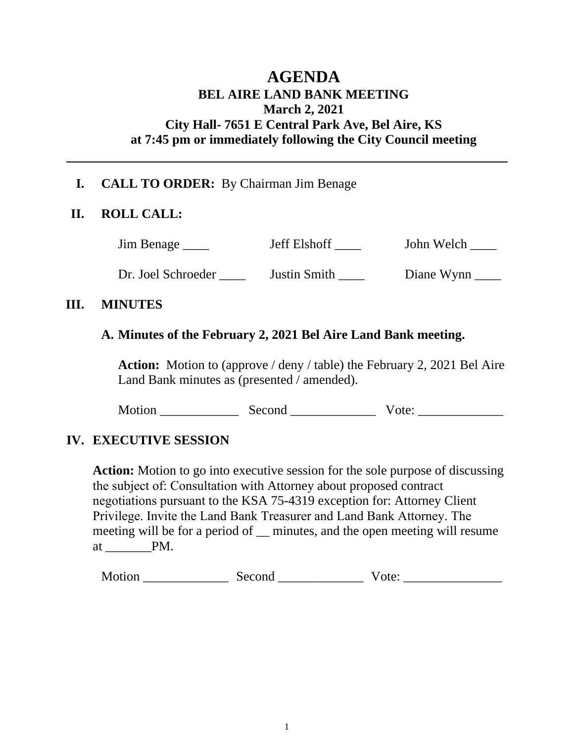# AGENDA

## BEL AIRE LAND BANK MEETING
## March 2, 2021
## City Hall- 7651 E Central Park Ave, Bel Aire, KS
## at 7:45 pm or immediately following the City Council meeting

---

**I. CALL TO ORDER:** By Chairman Jim Benage

**II. ROLL CALL:**

| | | |
|---|---|---|
| Jim Benage ____ | Jeff Elshoff ____ | John Welch ____ |
| Dr. Joel Schroeder ____ | Justin Smith ____ | Diane Wynn ____ |

**III. MINUTES**

**A. Minutes of the February 2, 2021 Bel Aire Land Bank meeting.**

**Action:** Motion to (approve / deny / table) the February 2, 2021 Bel Aire Land Bank minutes as (presented / amended).

Motion ____________ Second _____________ Vote: _____________

**IV. EXECUTIVE SESSION**

**Action:** Motion to go into executive session for the sole purpose of discussing the subject of: Consultation with Attorney about proposed contract negotiations pursuant to the KSA 75-4319 exception for: Attorney Client Privilege. Invite the Land Bank Treasurer and Land Bank Attorney. The meeting will be for a period of __ minutes, and the open meeting will resume at _______PM.

Motion _____________ Second _____________ Vote: _______________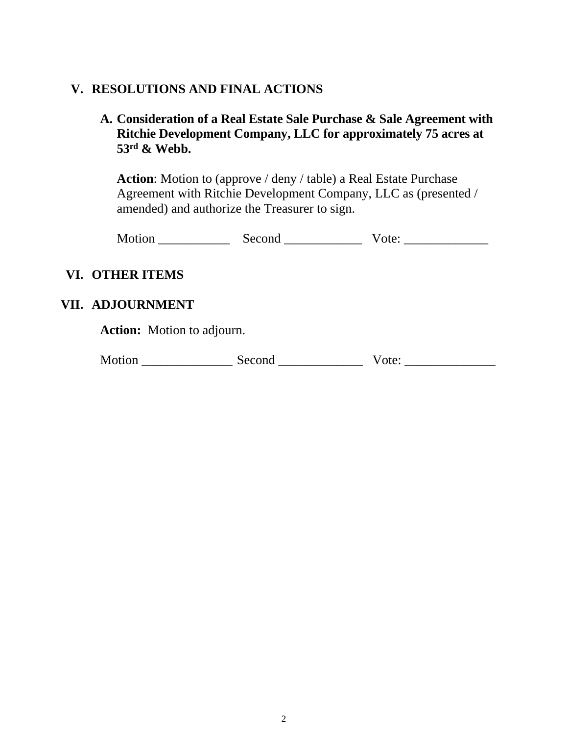## V. RESOLUTIONS AND FINAL ACTIONS

### A. Consideration of a Real Estate Sale Purchase & Sale Agreement with Ritchie Development Company, LLC for approximately 75 acres at 53rd & Webb.

**Action**: Motion to (approve / deny / table) a Real Estate Purchase Agreement with Ritchie Development Company, LLC as (presented / amended) and authorize the Treasurer to sign.

Motion ___________ Second ____________ Vote: _____________

## VI. OTHER ITEMS

## VII. ADJOURNMENT

**Action:** Motion to adjourn.

Motion ______________ Second _____________ Vote: ______________